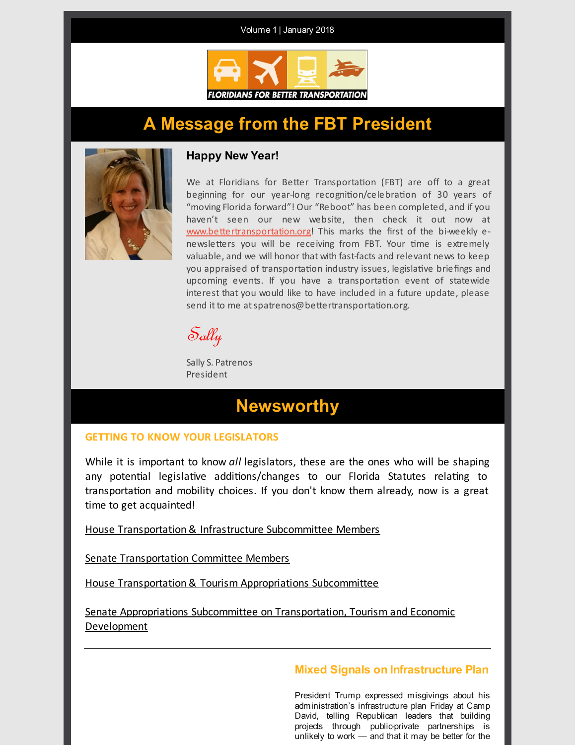Volume 1 | January 2018

FLORIDIANS FOR BETTER TRANSPORTATION

# A Message from the FBT President

### Happy New Year!

We at Floridians for Better Transportation (FBT) are off to a great beginning for our year-long recognition/celebration of 30 years of "moving Florida forward"! Our "Reboot" has been completed, and if you haven't seen our new website, then check it out now at www.bettertransportation.org! This marks the first of the bi-weekly e-newsletters you will be receiving from FBT. Your time is extremely valuable, and we will honor that with fast-facts and relevant news to keep you appraised of transportation industry issues, legislative briefings and upcoming events. If you have a transportation event of statewide interest that you would like to have included in a future update, please send it to me at spatrenos@bettertransportation.org.

Sally

Sally S. Patrenos
President

# Newsworthy

## GETTING TO KNOW YOUR LEGISLATORS

While it is important to know *all* legislators, these are the ones who will be shaping any potential legislative additions/changes to our Florida Statutes relating to transportation and mobility choices. If you don't know them already, now is a great time to get acquainted!

House Transportation & Infrastructure Subcommittee Members

Senate Transportation Committee Members

House Transportation & Tourism Appropriations Subcommittee

Senate Appropriations Subcommittee on Transportation, Tourism and Economic Development

---

## Mixed Signals on Infrastructure Plan

President Trump expressed misgivings about his administration's infrastructure plan Friday at Camp David, telling Republican leaders that building projects through public-private partnerships is unlikely to work — and that it may be better for the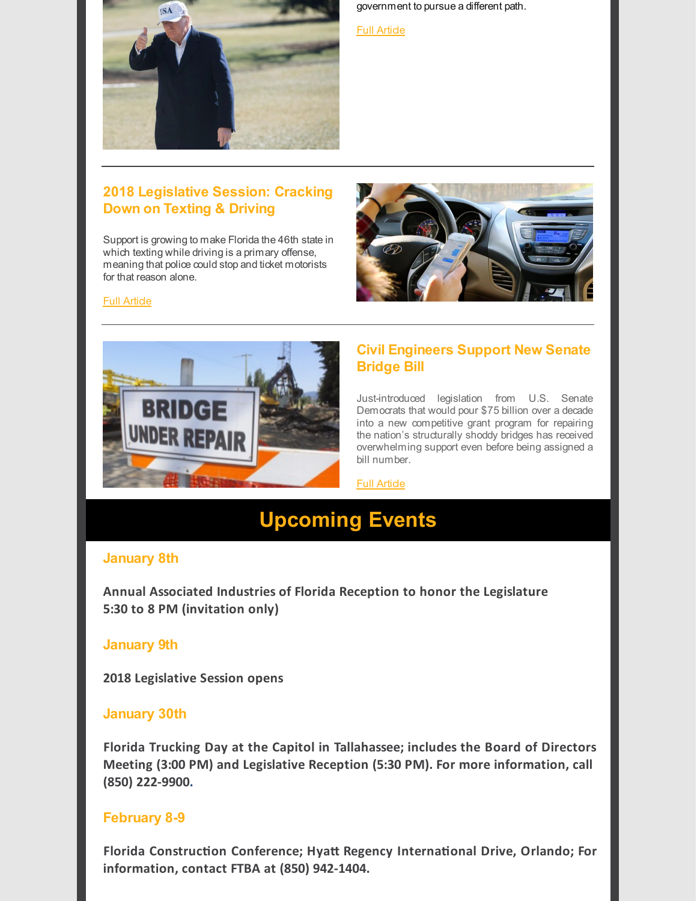government to pursue a different path.

Full Article

## 2018 Legislative Session: Cracking Down on Texting & Driving

Support is growing to make Florida the 46th state in which texting while driving is a primary offense, meaning that police could stop and ticket motorists for that reason alone.

Full Article

## Civil Engineers Support New Senate Bridge Bill

Just-introduced legislation from U.S. Senate Democrats that would pour $75 billion over a decade into a new competitive grant program for repairing the nation's structurally shoddy bridges has received overwhelming support even before being assigned a bill number.

Full Article

# Upcoming Events

### January 8th

**Annual Associated Industries of Florida Reception to honor the Legislature**
**5:30 to 8 PM (invitation only)**

### January 9th

**2018 Legislative Session opens**

### January 30th

**Florida Trucking Day at the Capitol in Tallahassee; includes the Board of Directors Meeting (3:00 PM) and Legislative Reception (5:30 PM). For more information, call (850) 222-9900.**

### February 8-9

**Florida Construction Conference; Hyatt Regency International Drive, Orlando; For information, contact FTBA at (850) 942-1404.**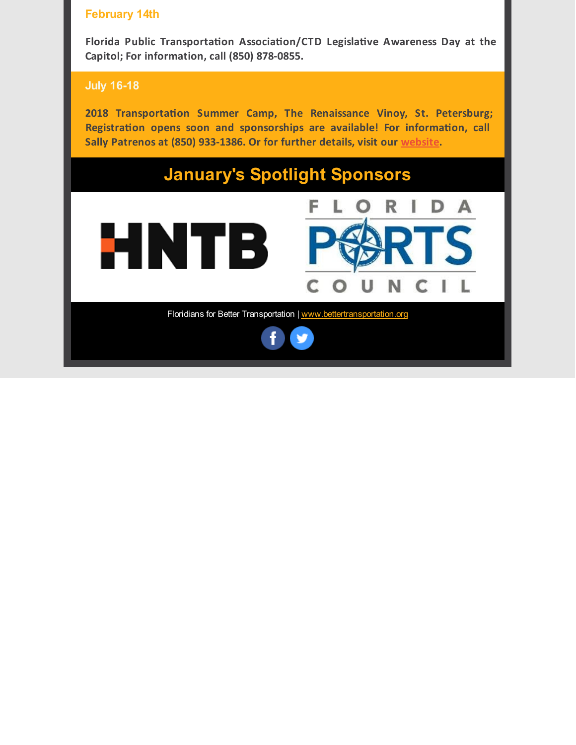### February 14th

**Florida Public Transportation Association/CTD Legislative Awareness Day at the Capitol; For information, call (850) 878-0855.**

### July 16-18

**2018 Transportation Summer Camp, The Renaissance Vinoy, St. Petersburg; Registration opens soon and sponsorships are available! For information, call Sally Patrenos at (850) 933-1386. Or for further details, visit our website.**

## January's Spotlight Sponsors

HNTB

FLORIDA PORTS COUNCIL

Floridians for Better Transportation | www.bettertransportation.org